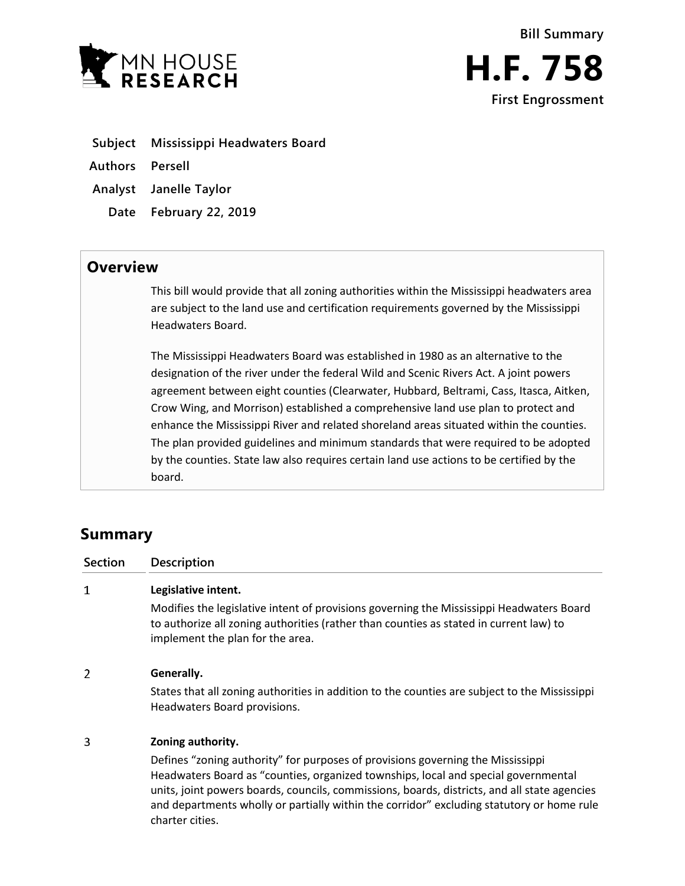Bill Summary

# H.F. 758

First Engrossment

| | |
|---|---|
| **Subject** | **Mississippi Headwaters Board** |
| **Authors** | **Persell** |
| **Analyst** | **Janelle Taylor** |
| **Date** | **February 22, 2019** |

## Overview

This bill would provide that all zoning authorities within the Mississippi headwaters area are subject to the land use and certification requirements governed by the Mississippi Headwaters Board.

The Mississippi Headwaters Board was established in 1980 as an alternative to the designation of the river under the federal Wild and Scenic Rivers Act. A joint powers agreement between eight counties (Clearwater, Hubbard, Beltrami, Cass, Itasca, Aitken, Crow Wing, and Morrison) established a comprehensive land use plan to protect and enhance the Mississippi River and related shoreland areas situated within the counties. The plan provided guidelines and minimum standards that were required to be adopted by the counties. State law also requires certain land use actions to be certified by the board.

## Summary

| Section | Description |
|---|---|
| 1 | **Legislative intent.** Modifies the legislative intent of provisions governing the Mississippi Headwaters Board to authorize all zoning authorities (rather than counties as stated in current law) to implement the plan for the area. |
| 2 | **Generally.** States that all zoning authorities in addition to the counties are subject to the Mississippi Headwaters Board provisions. |
| 3 | **Zoning authority.** Defines "zoning authority" for purposes of provisions governing the Mississippi Headwaters Board as "counties, organized townships, local and special governmental units, joint powers boards, councils, commissions, boards, districts, and all state agencies and departments wholly or partially within the corridor" excluding statutory or home rule charter cities. |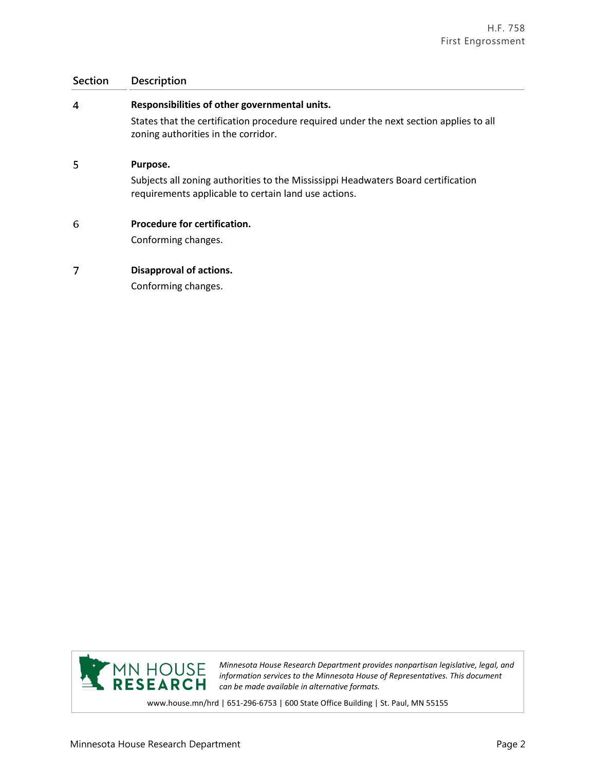| Section | Description |
|---|---|
| 4 | **Responsibilities of other governmental units.**<br>States that the certification procedure required under the next section applies to all zoning authorities in the corridor. |
| 5 | **Purpose.**<br>Subjects all zoning authorities to the Mississippi Headwaters Board certification requirements applicable to certain land use actions. |
| 6 | **Procedure for certification.**<br>Conforming changes. |
| 7 | **Disapproval of actions.**<br>Conforming changes. |

MN HOUSE RESEARCH

*Minnesota House Research Department provides nonpartisan legislative, legal, and information services to the Minnesota House of Representatives. This document can be made available in alternative formats.*

www.house.mn/hrd | 651-296-6753 | 600 State Office Building | St. Paul, MN 55155